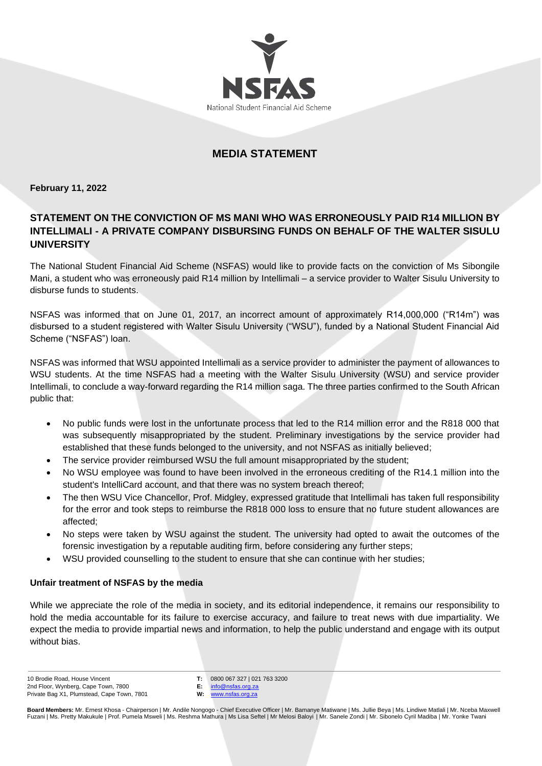NSFAS

National Student Financial Aid Scheme

# MEDIA STATEMENT

**February 11, 2022**

## STATEMENT ON THE CONVICTION OF MS MANI WHO WAS ERRONEOUSLY PAID R14 MILLION BY INTELLIMALI - A PRIVATE COMPANY DISBURSING FUNDS ON BEHALF OF THE WALTER SISULU UNIVERSITY

The National Student Financial Aid Scheme (NSFAS) would like to provide facts on the conviction of Ms Sibongile Mani, a student who was erroneously paid R14 million by Intellimali – a service provider to Walter Sisulu University to disburse funds to students.

NSFAS was informed that on June 01, 2017, an incorrect amount of approximately R14,000,000 ("R14m") was disbursed to a student registered with Walter Sisulu University ("WSU"), funded by a National Student Financial Aid Scheme ("NSFAS") loan.

NSFAS was informed that WSU appointed Intellimali as a service provider to administer the payment of allowances to WSU students. At the time NSFAS had a meeting with the Walter Sisulu University (WSU) and service provider Intellimali, to conclude a way-forward regarding the R14 million saga. The three parties confirmed to the South African public that:

- No public funds were lost in the unfortunate process that led to the R14 million error and the R818 000 that was subsequently misappropriated by the student. Preliminary investigations by the service provider had established that these funds belonged to the university, and not NSFAS as initially believed;
- The service provider reimbursed WSU the full amount misappropriated by the student;
- No WSU employee was found to have been involved in the erroneous crediting of the R14.1 million into the student's IntelliCard account, and that there was no system breach thereof;
- The then WSU Vice Chancellor, Prof. Midgley, expressed gratitude that Intellimali has taken full responsibility for the error and took steps to reimburse the R818 000 loss to ensure that no future student allowances are affected;
- No steps were taken by WSU against the student. The university had opted to await the outcomes of the forensic investigation by a reputable auditing firm, before considering any further steps;
- WSU provided counselling to the student to ensure that she can continue with her studies;

### Unfair treatment of NSFAS by the media

While we appreciate the role of the media in society, and its editorial independence, it remains our responsibility to hold the media accountable for its failure to exercise accuracy, and failure to treat news with due impartiality. We expect the media to provide impartial news and information, to help the public understand and engage with its output without bias.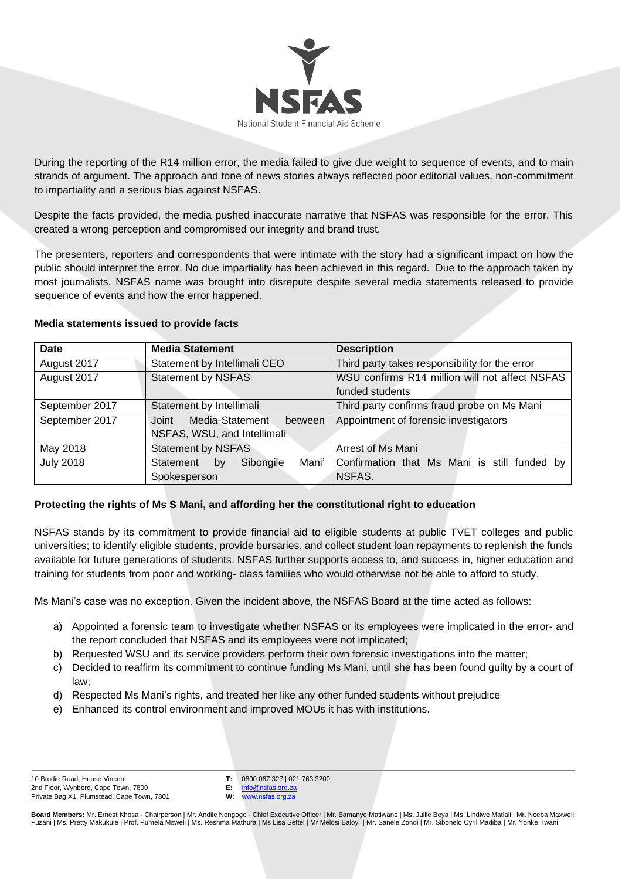During the reporting of the R14 million error, the media failed to give due weight to sequence of events, and to main strands of argument. The approach and tone of news stories always reflected poor editorial values, non-commitment to impartiality and a serious bias against NSFAS.

Despite the facts provided, the media pushed inaccurate narrative that NSFAS was responsible for the error. This created a wrong perception and compromised our integrity and brand trust.

The presenters, reporters and correspondents that were intimate with the story had a significant impact on how the public should interpret the error. No due impartiality has been achieved in this regard. Due to the approach taken by most journalists, NSFAS name was brought into disrepute despite several media statements released to provide sequence of events and how the error happened.

**Media statements issued to provide facts**

| Date | Media Statement | Description |
|---|---|---|
| August 2017 | Statement by Intellimali CEO | Third party takes responsibility for the error |
| August 2017 | Statement by NSFAS | WSU confirms R14 million will not affect NSFAS funded students |
| September 2017 | Statement by Intellimali | Third party confirms fraud probe on Ms Mani |
| September 2017 | Joint Media-Statement between NSFAS, WSU, and Intellimali | Appointment of forensic investigators |
| May 2018 | Statement by NSFAS | Arrest of Ms Mani |
| July 2018 | Statement by Sibongile Mani' Spokesperson | Confirmation that Ms Mani is still funded by NSFAS. |

**Protecting the rights of Ms S Mani, and affording her the constitutional right to education**

NSFAS stands by its commitment to provide financial aid to eligible students at public TVET colleges and public universities; to identify eligible students, provide bursaries, and collect student loan repayments to replenish the funds available for future generations of students. NSFAS further supports access to, and success in, higher education and training for students from poor and working- class families who would otherwise not be able to afford to study.

Ms Mani's case was no exception. Given the incident above, the NSFAS Board at the time acted as follows:

a) Appointed a forensic team to investigate whether NSFAS or its employees were implicated in the error- and the report concluded that NSFAS and its employees were not implicated;
b) Requested WSU and its service providers perform their own forensic investigations into the matter;
c) Decided to reaffirm its commitment to continue funding Ms Mani, until she has been found guilty by a court of law;
d) Respected Ms Mani's rights, and treated her like any other funded students without prejudice
e) Enhanced its control environment and improved MOUs it has with institutions.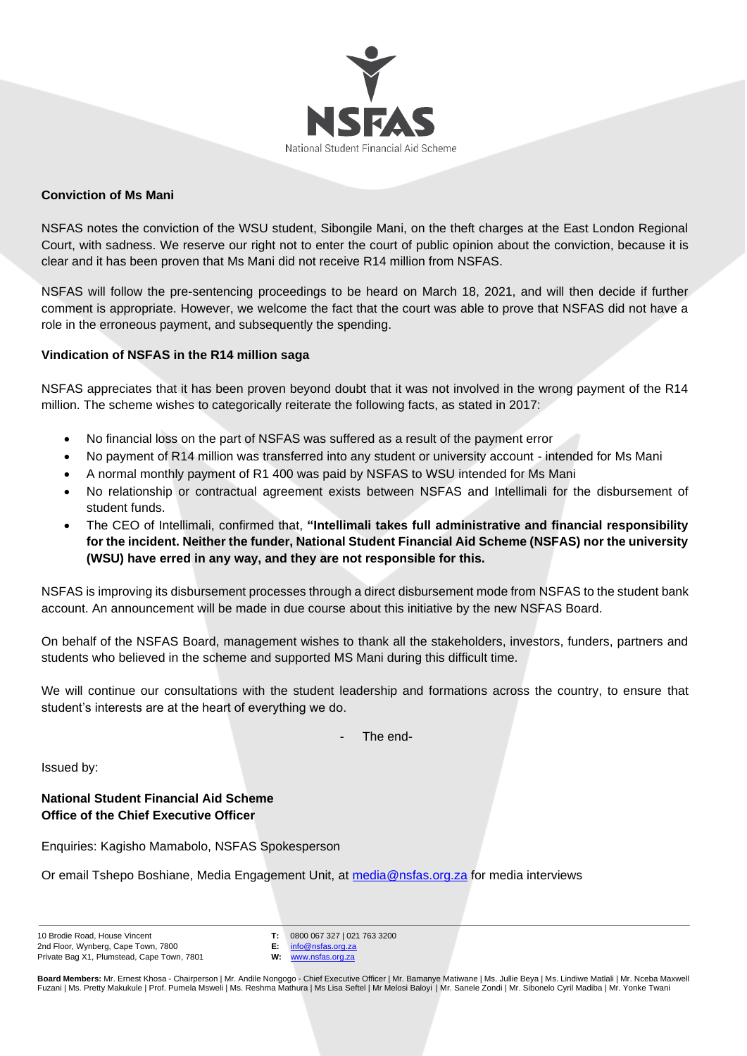**Conviction of Ms Mani**

NSFAS notes the conviction of the WSU student, Sibongile Mani, on the theft charges at the East London Regional Court, with sadness. We reserve our right not to enter the court of public opinion about the conviction, because it is clear and it has been proven that Ms Mani did not receive R14 million from NSFAS.

NSFAS will follow the pre-sentencing proceedings to be heard on March 18, 2021, and will then decide if further comment is appropriate. However, we welcome the fact that the court was able to prove that NSFAS did not have a role in the erroneous payment, and subsequently the spending.

**Vindication of NSFAS in the R14 million saga**

NSFAS appreciates that it has been proven beyond doubt that it was not involved in the wrong payment of the R14 million. The scheme wishes to categorically reiterate the following facts, as stated in 2017:

- No financial loss on the part of NSFAS was suffered as a result of the payment error
- No payment of R14 million was transferred into any student or university account - intended for Ms Mani
- A normal monthly payment of R1 400 was paid by NSFAS to WSU intended for Ms Mani
- No relationship or contractual agreement exists between NSFAS and Intellimali for the disbursement of student funds.
- The CEO of Intellimali, confirmed that, **"Intellimali takes full administrative and financial responsibility for the incident. Neither the funder, National Student Financial Aid Scheme (NSFAS) nor the university (WSU) have erred in any way, and they are not responsible for this.**

NSFAS is improving its disbursement processes through a direct disbursement mode from NSFAS to the student bank account. An announcement will be made in due course about this initiative by the new NSFAS Board.

On behalf of the NSFAS Board, management wishes to thank all the stakeholders, investors, funders, partners and students who believed in the scheme and supported MS Mani during this difficult time.

We will continue our consultations with the student leadership and formations across the country, to ensure that student's interests are at the heart of everything we do.

- The end-

Issued by:

**National Student Financial Aid Scheme**
**Office of the Chief Executive Officer**

Enquiries: Kagisho Mamabolo, NSFAS Spokesperson

Or email Tshepo Boshiane, Media Engagement Unit, at media@nsfas.org.za for media interviews